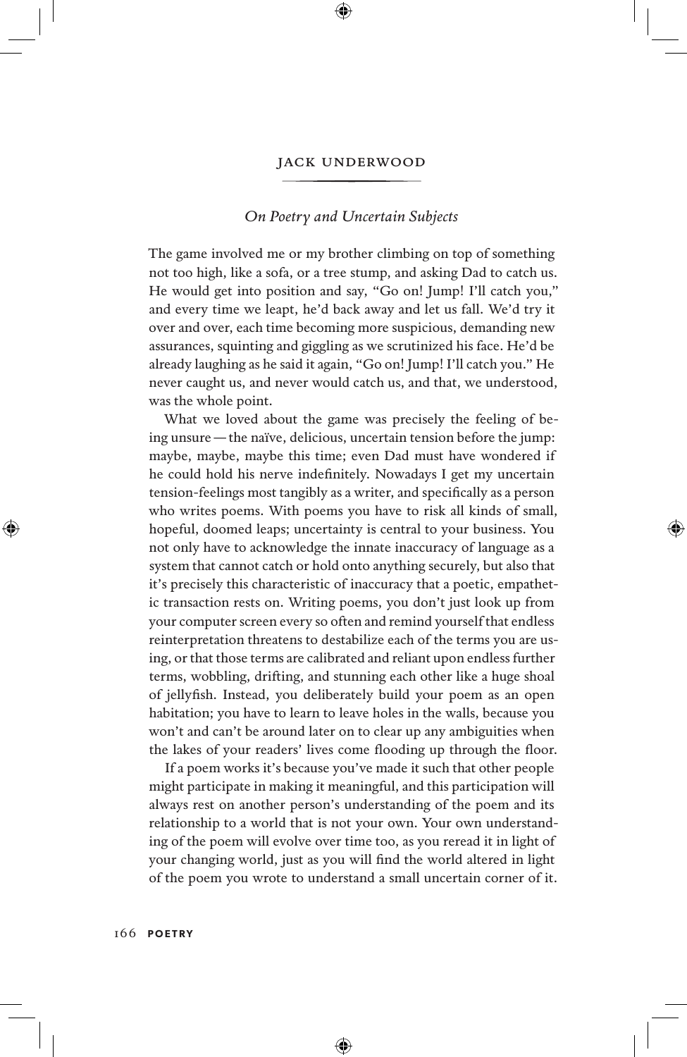## Jack Underwood

### *On Poetry and Uncertain Subjects*

The game involved me or my brother climbing on top of something not too high, like a sofa, or a tree stump, and asking Dad to catch us. He would get into position and say, "Go on! Jump! I'll catch you," and every time we leapt, he'd back away and let us fall. We'd try it over and over, each time becoming more suspicious, demanding new assurances, squinting and giggling as we scrutinized his face. He'd be already laughing as he said it again, "Go on! Jump! I'll catch you." He never caught us, and never would catch us, and that, we understood, was the whole point.

What we loved about the game was precisely the feeling of being unsure — the naïve, delicious, uncertain tension before the jump: maybe, maybe, maybe this time; even Dad must have wondered if he could hold his nerve indefinitely. Nowadays I get my uncertain tension-feelings most tangibly as a writer, and specifically as a person who writes poems. With poems you have to risk all kinds of small, hopeful, doomed leaps; uncertainty is central to your business. You not only have to acknowledge the innate inaccuracy of language as a system that cannot catch or hold onto anything securely, but also that it's precisely this characteristic of inaccuracy that a poetic, empathetic transaction rests on. Writing poems, you don't just look up from your computer screen every so often and remind yourself that endless reinterpretation threatens to destabilize each of the terms you are using, or that those terms are calibrated and reliant upon endless further terms, wobbling, drifting, and stunning each other like a huge shoal of jellyfish. Instead, you deliberately build your poem as an open habitation; you have to learn to leave holes in the walls, because you won't and can't be around later on to clear up any ambiguities when the lakes of your readers' lives come flooding up through the floor.

If a poem works it's because you've made it such that other people might participate in making it meaningful, and this participation will always rest on another person's understanding of the poem and its relationship to a world that is not your own. Your own understanding of the poem will evolve over time too, as you reread it in light of your changing world, just as you will find the world altered in light of the poem you wrote to understand a small uncertain corner of it.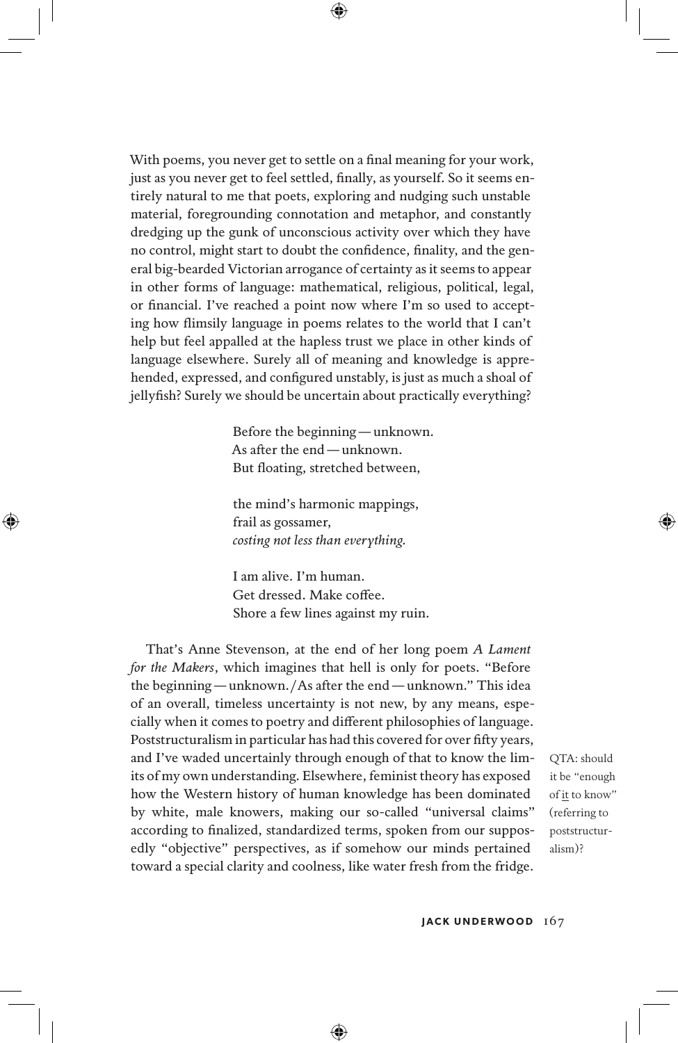With poems, you never get to settle on a final meaning for your work, just as you never get to feel settled, finally, as yourself. So it seems entirely natural to me that poets, exploring and nudging such unstable material, foregrounding connotation and metaphor, and constantly dredging up the gunk of unconscious activity over which they have no control, might start to doubt the confidence, finality, and the general big-bearded Victorian arrogance of certainty as it seems to appear in other forms of language: mathematical, religious, political, legal, or financial. I've reached a point now where I'm so used to accepting how flimsily language in poems relates to the world that I can't help but feel appalled at the hapless trust we place in other kinds of language elsewhere. Surely all of meaning and knowledge is apprehended, expressed, and configured unstably, is just as much a shoal of jellyfish? Surely we should be uncertain about practically everything?

> Before the beginning — unknown.
> As after the end — unknown.
> But floating, stretched between,
>
> the mind's harmonic mappings,
> frail as gossamer,
> *costing not less than everything.*
>
> I am alive. I'm human.
> Get dressed. Make coffee.
> Shore a few lines against my ruin.

That's Anne Stevenson, at the end of her long poem *A Lament for the Makers*, which imagines that hell is only for poets. "Before the beginning — unknown. / As after the end — unknown." This idea of an overall, timeless uncertainty is not new, by any means, especially when it comes to poetry and different philosophies of language. Poststructuralism in particular has had this covered for over fifty years, and I've waded uncertainly through enough of that to know the limits of my own understanding. Elsewhere, feminist theory has exposed how the Western history of human knowledge has been dominated by white, male knowers, making our so-called "universal claims" according to finalized, standardized terms, spoken from our supposedly "objective" perspectives, as if somehow our minds pertained toward a special clarity and coolness, like water fresh from the fridge.

QTA: should it be "enough of it to know" (referring to poststructuralism)?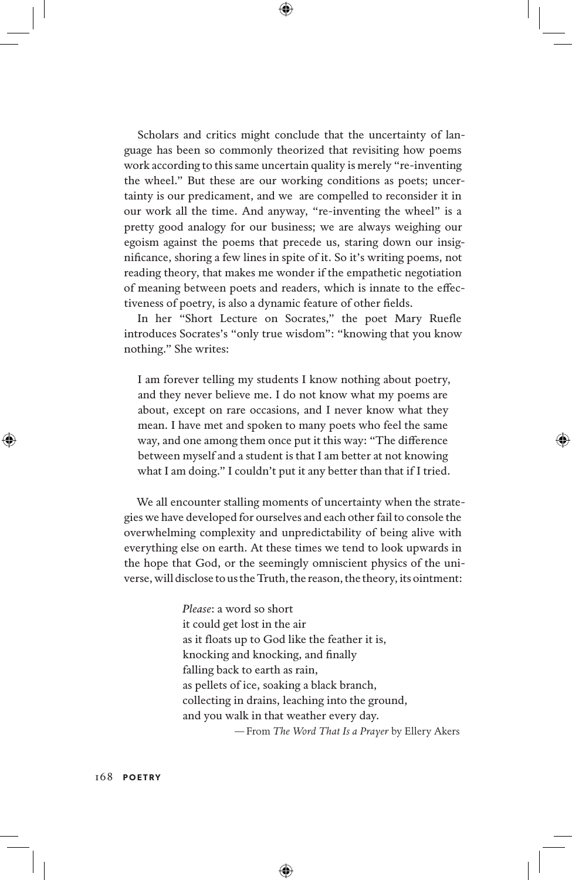Scholars and critics might conclude that the uncertainty of language has been so commonly theorized that revisiting how poems work according to this same uncertain quality is merely "re-inventing the wheel." But these are our working conditions as poets; uncertainty is our predicament, and we are compelled to reconsider it in our work all the time. And anyway, "re-inventing the wheel" is a pretty good analogy for our business; we are always weighing our egoism against the poems that precede us, staring down our insignificance, shoring a few lines in spite of it. So it's writing poems, not reading theory, that makes me wonder if the empathetic negotiation of meaning between poets and readers, which is innate to the effectiveness of poetry, is also a dynamic feature of other fields.

In her "Short Lecture on Socrates," the poet Mary Ruefle introduces Socrates's "only true wisdom": "knowing that you know nothing." She writes:

> I am forever telling my students I know nothing about poetry, and they never believe me. I do not know what my poems are about, except on rare occasions, and I never know what they mean. I have met and spoken to many poets who feel the same way, and one among them once put it this way: "The difference between myself and a student is that I am better at not knowing what I am doing." I couldn't put it any better than that if I tried.

We all encounter stalling moments of uncertainty when the strategies we have developed for ourselves and each other fail to console the overwhelming complexity and unpredictability of being alive with everything else on earth. At these times we tend to look upwards in the hope that God, or the seemingly omniscient physics of the universe, will disclose to us the Truth, the reason, the theory, its ointment:

> *Please*: a word so short
> it could get lost in the air
> as it floats up to God like the feather it is,
> knocking and knocking, and finally
> falling back to earth as rain,
> as pellets of ice, soaking a black branch,
> collecting in drains, leaching into the ground,
> and you walk in that weather every day.
>
> —From *The Word That Is a Prayer* by Ellery Akers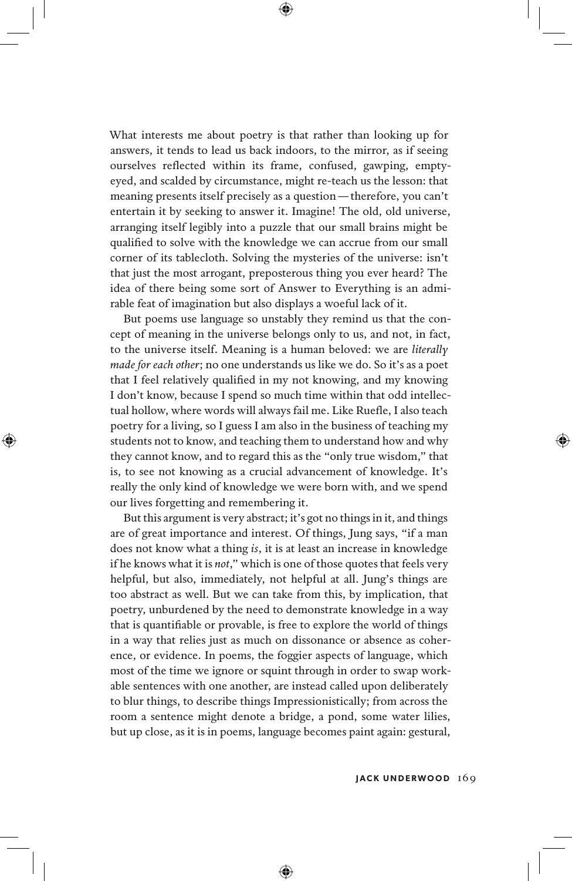What interests me about poetry is that rather than looking up for answers, it tends to lead us back indoors, to the mirror, as if seeing ourselves reflected within its frame, confused, gawping, empty-eyed, and scalded by circumstance, might re-teach us the lesson: that meaning presents itself precisely as a question — therefore, you can't entertain it by seeking to answer it. Imagine! The old, old universe, arranging itself legibly into a puzzle that our small brains might be qualified to solve with the knowledge we can accrue from our small corner of its tablecloth. Solving the mysteries of the universe: isn't that just the most arrogant, preposterous thing you ever heard? The idea of there being some sort of Answer to Everything is an admirable feat of imagination but also displays a woeful lack of it.

But poems use language so unstably they remind us that the concept of meaning in the universe belongs only to us, and not, in fact, to the universe itself. Meaning is a human beloved: we are *literally made for each other*; no one understands us like we do. So it's as a poet that I feel relatively qualified in my not knowing, and my knowing I don't know, because I spend so much time within that odd intellectual hollow, where words will always fail me. Like Ruefle, I also teach poetry for a living, so I guess I am also in the business of teaching my students not to know, and teaching them to understand how and why they cannot know, and to regard this as the "only true wisdom," that is, to see not knowing as a crucial advancement of knowledge. It's really the only kind of knowledge we were born with, and we spend our lives forgetting and remembering it.

But this argument is very abstract; it's got no things in it, and things are of great importance and interest. Of things, Jung says, "if a man does not know what a thing *is*, it is at least an increase in knowledge if he knows what it is *not*," which is one of those quotes that feels very helpful, but also, immediately, not helpful at all. Jung's things are too abstract as well. But we can take from this, by implication, that poetry, unburdened by the need to demonstrate knowledge in a way that is quantifiable or provable, is free to explore the world of things in a way that relies just as much on dissonance or absence as coherence, or evidence. In poems, the foggier aspects of language, which most of the time we ignore or squint through in order to swap workable sentences with one another, are instead called upon deliberately to blur things, to describe things Impressionistically; from across the room a sentence might denote a bridge, a pond, some water lilies, but up close, as it is in poems, language becomes paint again: gestural,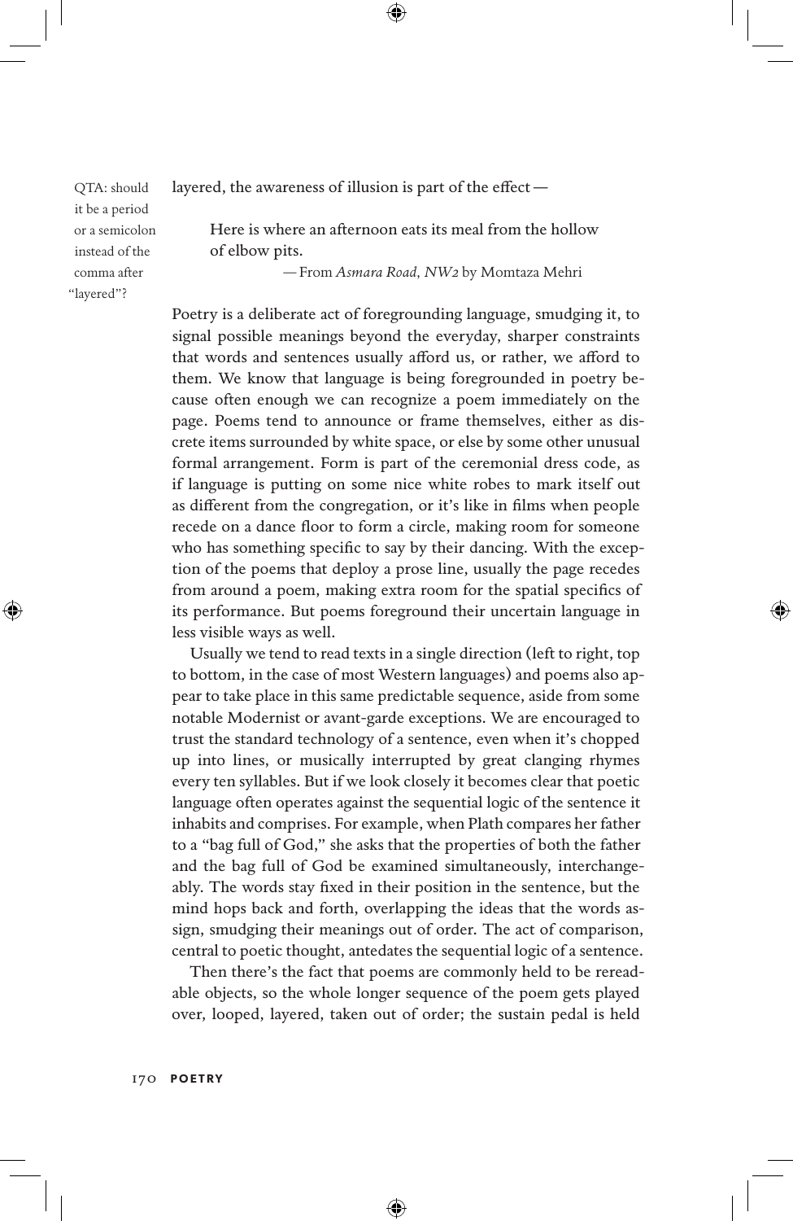QTA: should it be a period or a semicolon instead of the comma after "layered"?

layered, the awareness of illusion is part of the effect—

> Here is where an afternoon eats its meal from the hollow
> of elbow pits.
>
> —From *Asmara Road, NW2* by Momtaza Mehri

Poetry is a deliberate act of foregrounding language, smudging it, to signal possible meanings beyond the everyday, sharper constraints that words and sentences usually afford us, or rather, we afford to them. We know that language is being foregrounded in poetry because often enough we can recognize a poem immediately on the page. Poems tend to announce or frame themselves, either as discrete items surrounded by white space, or else by some other unusual formal arrangement. Form is part of the ceremonial dress code, as if language is putting on some nice white robes to mark itself out as different from the congregation, or it's like in films when people recede on a dance floor to form a circle, making room for someone who has something specific to say by their dancing. With the exception of the poems that deploy a prose line, usually the page recedes from around a poem, making extra room for the spatial specifics of its performance. But poems foreground their uncertain language in less visible ways as well.

Usually we tend to read texts in a single direction (left to right, top to bottom, in the case of most Western languages) and poems also appear to take place in this same predictable sequence, aside from some notable Modernist or avant-garde exceptions. We are encouraged to trust the standard technology of a sentence, even when it's chopped up into lines, or musically interrupted by great clanging rhymes every ten syllables. But if we look closely it becomes clear that poetic language often operates against the sequential logic of the sentence it inhabits and comprises. For example, when Plath compares her father to a "bag full of God," she asks that the properties of both the father and the bag full of God be examined simultaneously, interchangeably. The words stay fixed in their position in the sentence, but the mind hops back and forth, overlapping the ideas that the words assign, smudging their meanings out of order. The act of comparison, central to poetic thought, antedates the sequential logic of a sentence.

Then there's the fact that poems are commonly held to be rereadable objects, so the whole longer sequence of the poem gets played over, looped, layered, taken out of order; the sustain pedal is held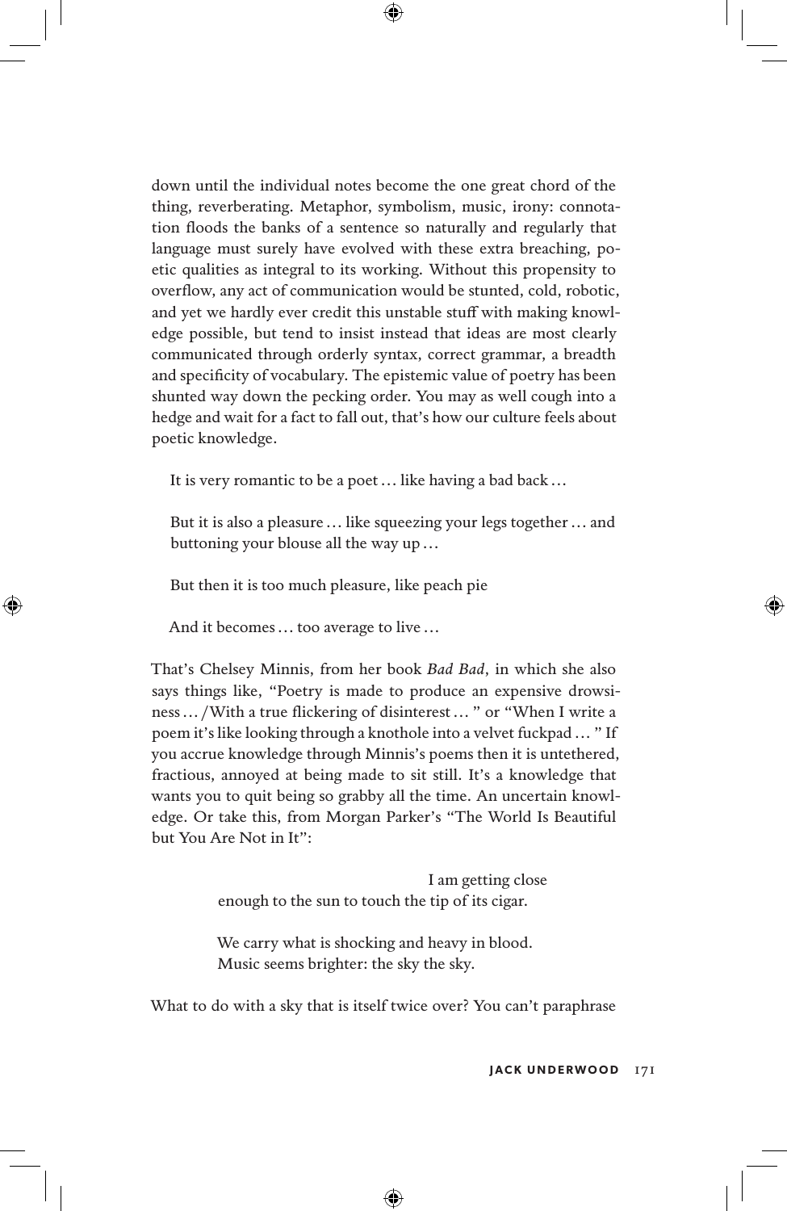down until the individual notes become the one great chord of the thing, reverberating. Metaphor, symbolism, music, irony: connotation floods the banks of a sentence so naturally and regularly that language must surely have evolved with these extra breaching, poetic qualities as integral to its working. Without this propensity to overflow, any act of communication would be stunted, cold, robotic, and yet we hardly ever credit this unstable stuff with making knowledge possible, but tend to insist instead that ideas are most clearly communicated through orderly syntax, correct grammar, a breadth and specificity of vocabulary. The epistemic value of poetry has been shunted way down the pecking order. You may as well cough into a hedge and wait for a fact to fall out, that's how our culture feels about poetic knowledge.

> It is very romantic to be a poet … like having a bad back …
>
> But it is also a pleasure … like squeezing your legs together … and buttoning your blouse all the way up …
>
> But then it is too much pleasure, like peach pie
>
> And it becomes … too average to live …

That's Chelsey Minnis, from her book *Bad Bad*, in which she also says things like, "Poetry is made to produce an expensive drowsiness … / With a true flickering of disinterest … " or "When I write a poem it's like looking through a knothole into a velvet fuckpad … " If you accrue knowledge through Minnis's poems then it is untethered, fractious, annoyed at being made to sit still. It's a knowledge that wants you to quit being so grabby all the time. An uncertain knowledge. Or take this, from Morgan Parker's "The World Is Beautiful but You Are Not in It":

> I am getting close
> enough to the sun to touch the tip of its cigar.
>
> We carry what is shocking and heavy in blood.
> Music seems brighter: the sky the sky.

What to do with a sky that is itself twice over? You can't paraphrase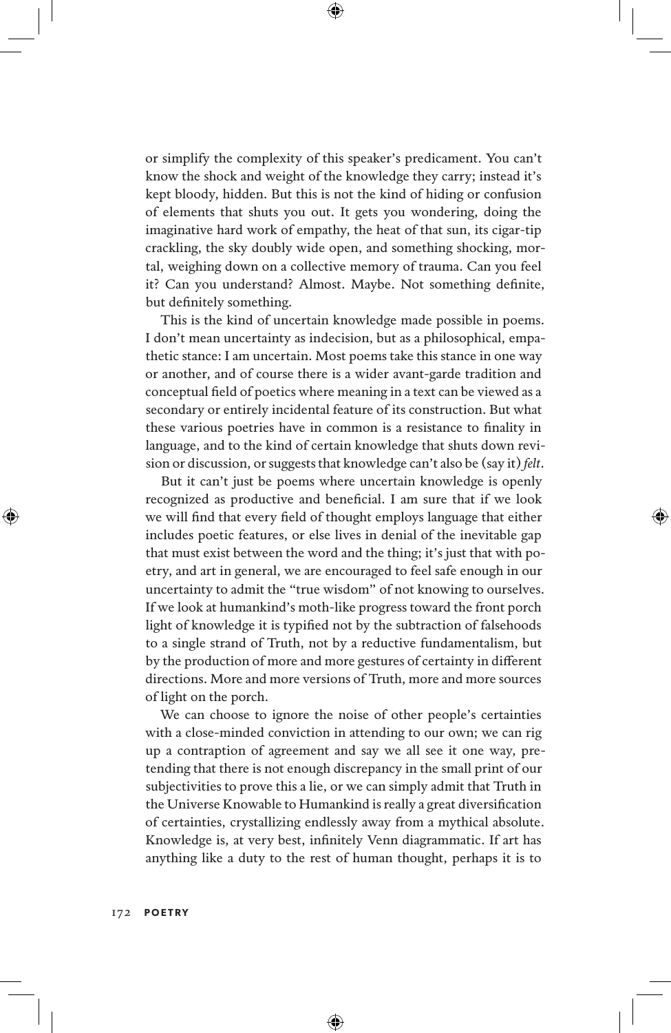or simplify the complexity of this speaker's predicament. You can't know the shock and weight of the knowledge they carry; instead it's kept bloody, hidden. But this is not the kind of hiding or confusion of elements that shuts you out. It gets you wondering, doing the imaginative hard work of empathy, the heat of that sun, its cigar-tip crackling, the sky doubly wide open, and something shocking, mortal, weighing down on a collective memory of trauma. Can you feel it? Can you understand? Almost. Maybe. Not something definite, but definitely something.

This is the kind of uncertain knowledge made possible in poems. I don't mean uncertainty as indecision, but as a philosophical, empathetic stance: I am uncertain. Most poems take this stance in one way or another, and of course there is a wider avant-garde tradition and conceptual field of poetics where meaning in a text can be viewed as a secondary or entirely incidental feature of its construction. But what these various poetries have in common is a resistance to finality in language, and to the kind of certain knowledge that shuts down revision or discussion, or suggests that knowledge can't also be (say it) *felt*.

But it can't just be poems where uncertain knowledge is openly recognized as productive and beneficial. I am sure that if we look we will find that every field of thought employs language that either includes poetic features, or else lives in denial of the inevitable gap that must exist between the word and the thing; it's just that with poetry, and art in general, we are encouraged to feel safe enough in our uncertainty to admit the "true wisdom" of not knowing to ourselves. If we look at humankind's moth-like progress toward the front porch light of knowledge it is typified not by the subtraction of falsehoods to a single strand of Truth, not by a reductive fundamentalism, but by the production of more and more gestures of certainty in different directions. More and more versions of Truth, more and more sources of light on the porch.

We can choose to ignore the noise of other people's certainties with a close-minded conviction in attending to our own; we can rig up a contraption of agreement and say we all see it one way, pretending that there is not enough discrepancy in the small print of our subjectivities to prove this a lie, or we can simply admit that Truth in the Universe Knowable to Humankind is really a great diversification of certainties, crystallizing endlessly away from a mythical absolute. Knowledge is, at very best, infinitely Venn diagrammatic. If art has anything like a duty to the rest of human thought, perhaps it is to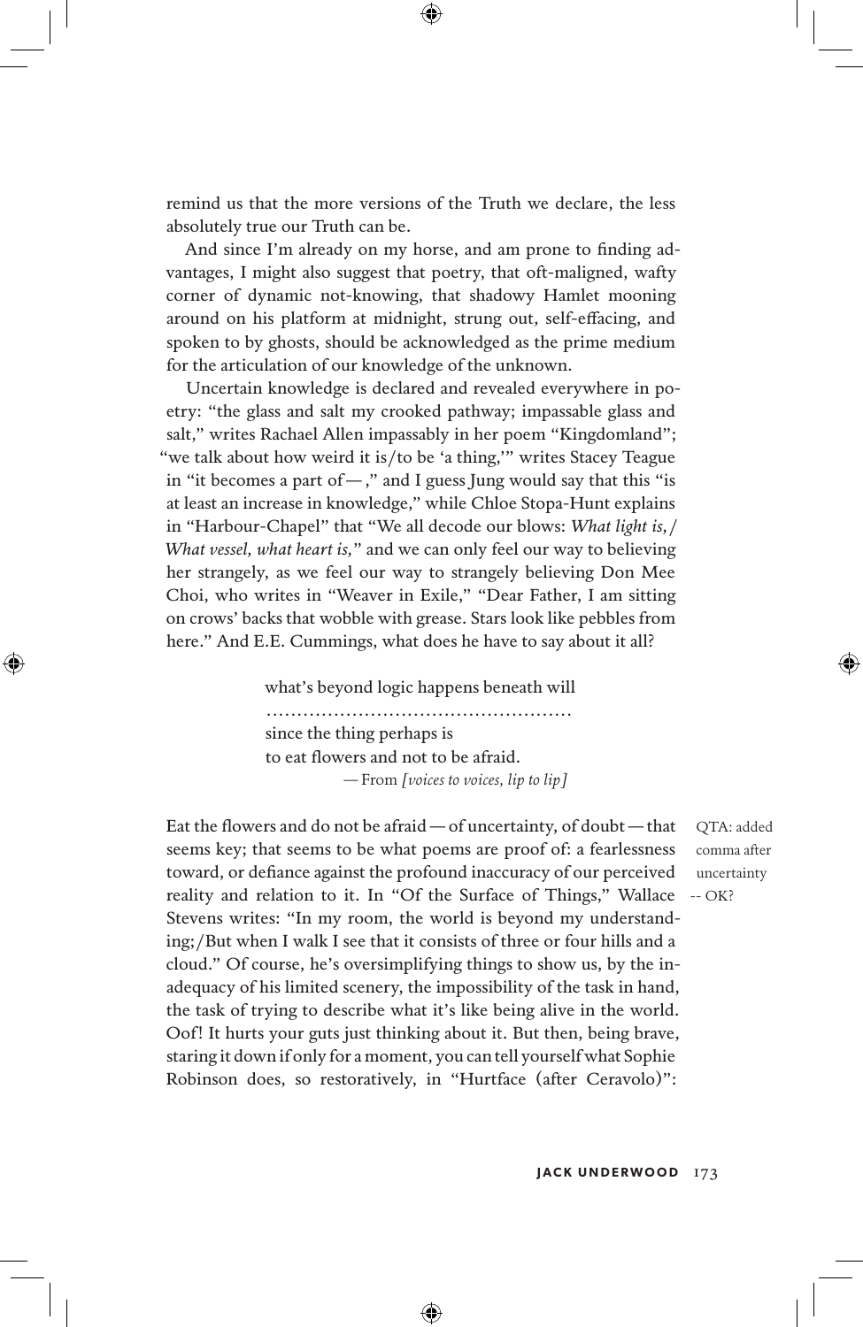remind us that the more versions of the Truth we declare, the less absolutely true our Truth can be.

And since I'm already on my horse, and am prone to finding advantages, I might also suggest that poetry, that oft-maligned, wafty corner of dynamic not-knowing, that shadowy Hamlet mooning around on his platform at midnight, strung out, self-effacing, and spoken to by ghosts, should be acknowledged as the prime medium for the articulation of our knowledge of the unknown.

Uncertain knowledge is declared and revealed everywhere in poetry: "the glass and salt my crooked pathway; impassable glass and salt," writes Rachael Allen impassably in her poem "Kingdomland"; "we talk about how weird it is/to be 'a thing,'" writes Stacey Teague in "it becomes a part of—," and I guess Jung would say that this "is at least an increase in knowledge," while Chloe Stopa-Hunt explains in "Harbour-Chapel" that "We all decode our blows: *What light is,/ What vessel, what heart is,*" and we can only feel our way to believing her strangely, as we feel our way to strangely believing Don Mee Choi, who writes in "Weaver in Exile," "Dear Father, I am sitting on crows' backs that wobble with grease. Stars look like pebbles from here." And E.E. Cummings, what does he have to say about it all?

> what's beyond logic happens beneath will
> ..............................................
> since the thing perhaps is
> to eat flowers and not to be afraid.
>
> —From *[voices to voices, lip to lip]*

Eat the flowers and do not be afraid—of uncertainty, of doubt—that seems key; that seems to be what poems are proof of: a fearlessness toward, or defiance against the profound inaccuracy of our perceived reality and relation to it. In "Of the Surface of Things," Wallace Stevens writes: "In my room, the world is beyond my understanding;/But when I walk I see that it consists of three or four hills and a cloud." Of course, he's oversimplifying things to show us, by the inadequacy of his limited scenery, the impossibility of the task in hand, the task of trying to describe what it's like being alive in the world. Oof! It hurts your guts just thinking about it. But then, being brave, staring it down if only for a moment, you can tell yourself what Sophie Robinson does, so restoratively, in "Hurtface (after Ceravolo)":

QTA: added comma after uncertainty -- OK?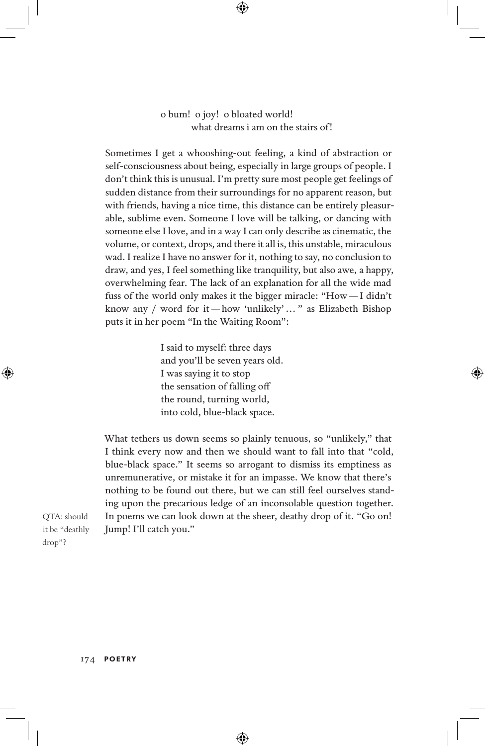o bum! o joy! o bloated world!
what dreams i am on the stairs of!

Sometimes I get a whooshing-out feeling, a kind of abstraction or self-consciousness about being, especially in large groups of people. I don't think this is unusual. I'm pretty sure most people get feelings of sudden distance from their surroundings for no apparent reason, but with friends, having a nice time, this distance can be entirely pleasurable, sublime even. Someone I love will be talking, or dancing with someone else I love, and in a way I can only describe as cinematic, the volume, or context, drops, and there it all is, this unstable, miraculous wad. I realize I have no answer for it, nothing to say, no conclusion to draw, and yes, I feel something like tranquility, but also awe, a happy, overwhelming fear. The lack of an explanation for all the wide mad fuss of the world only makes it the bigger miracle: "How — I didn't know any / word for it — how 'unlikely' . . . " as Elizabeth Bishop puts it in her poem "In the Waiting Room":

> I said to myself: three days
> and you'll be seven years old.
> I was saying it to stop
> the sensation of falling off
> the round, turning world,
> into cold, blue-black space.

What tethers us down seems so plainly tenuous, so "unlikely," that I think every now and then we should want to fall into that "cold, blue-black space." It seems so arrogant to dismiss its emptiness as unremunerative, or mistake it for an impasse. We know that there's nothing to be found out there, but we can still feel ourselves standing upon the precarious ledge of an inconsolable question together. In poems we can look down at the sheer, deathy drop of it. "Go on! Jump! I'll catch you."

QTA: should it be "deathly drop"?